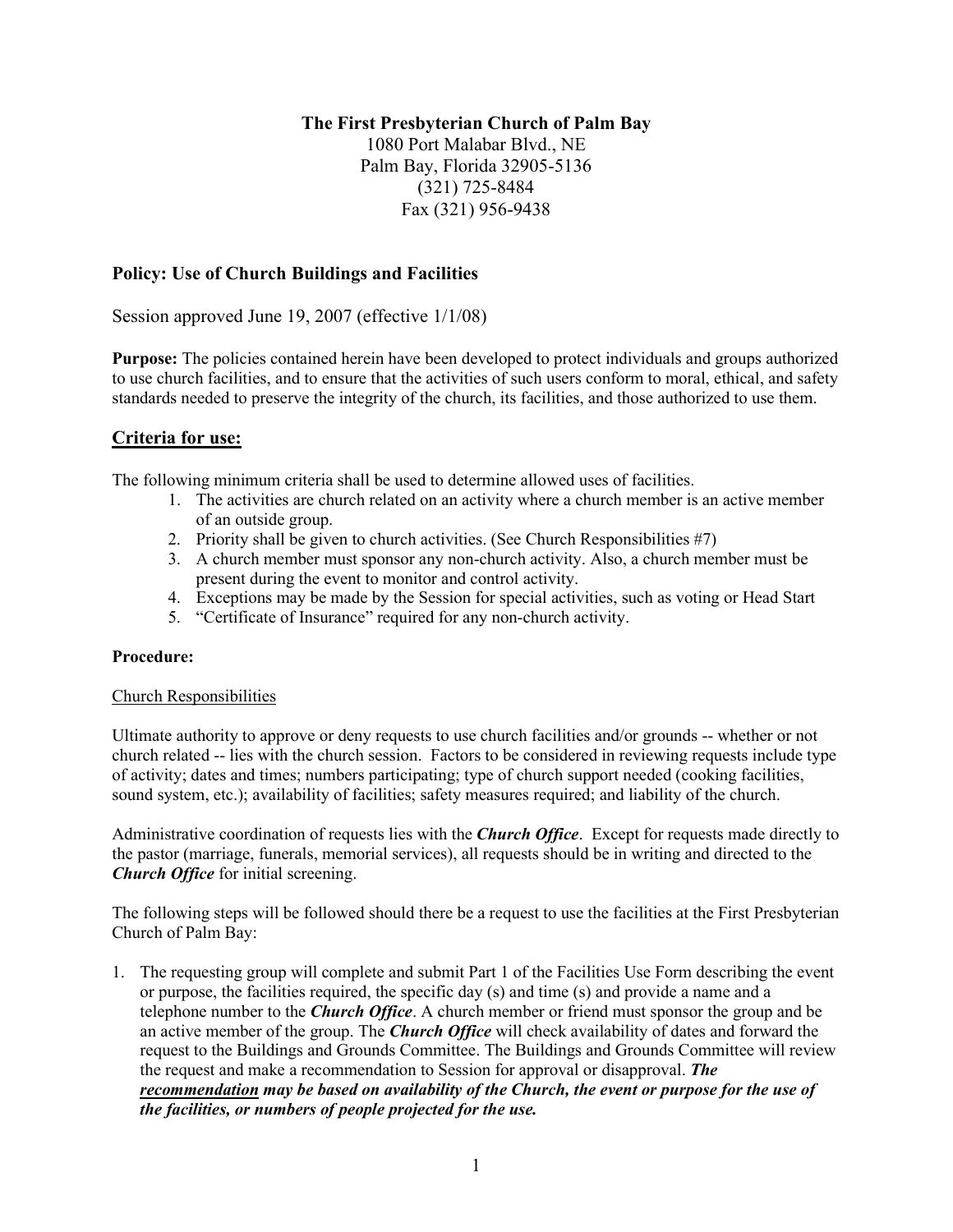**The First Presbyterian Church of Palm Bay**
1080 Port Malabar Blvd., NE
Palm Bay, Florida 32905-5136
(321) 725-8484
Fax (321) 956-9438

## Policy: Use of Church Buildings and Facilities

Session approved June 19, 2007 (effective 1/1/08)

**Purpose:** The policies contained herein have been developed to protect individuals and groups authorized to use church facilities, and to ensure that the activities of such users conform to moral, ethical, and safety standards needed to preserve the integrity of the church, its facilities, and those authorized to use them.

## Criteria for use:

The following minimum criteria shall be used to determine allowed uses of facilities.

1. The activities are church related on an activity where a church member is an active member of an outside group.
2. Priority shall be given to church activities. (See Church Responsibilities #7)
3. A church member must sponsor any non-church activity. Also, a church member must be present during the event to monitor and control activity.
4. Exceptions may be made by the Session for special activities, such as voting or Head Start
5. "Certificate of Insurance" required for any non-church activity.

**Procedure:**

Church Responsibilities

Ultimate authority to approve or deny requests to use church facilities and/or grounds -- whether or not church related -- lies with the church session. Factors to be considered in reviewing requests include type of activity; dates and times; numbers participating; type of church support needed (cooking facilities, sound system, etc.); availability of facilities; safety measures required; and liability of the church.

Administrative coordination of requests lies with the ***Church Office***. Except for requests made directly to the pastor (marriage, funerals, memorial services), all requests should be in writing and directed to the ***Church Office*** for initial screening.

The following steps will be followed should there be a request to use the facilities at the First Presbyterian Church of Palm Bay:

1. The requesting group will complete and submit Part 1 of the Facilities Use Form describing the event or purpose, the facilities required, the specific day (s) and time (s) and provide a name and a telephone number to the ***Church Office***. A church member or friend must sponsor the group and be an active member of the group. The ***Church Office*** will check availability of dates and forward the request to the Buildings and Grounds Committee. The Buildings and Grounds Committee will review the request and make a recommendation to Session for approval or disapproval. ***The recommendation may be based on availability of the Church, the event or purpose for the use of the facilities, or numbers of people projected for the use.***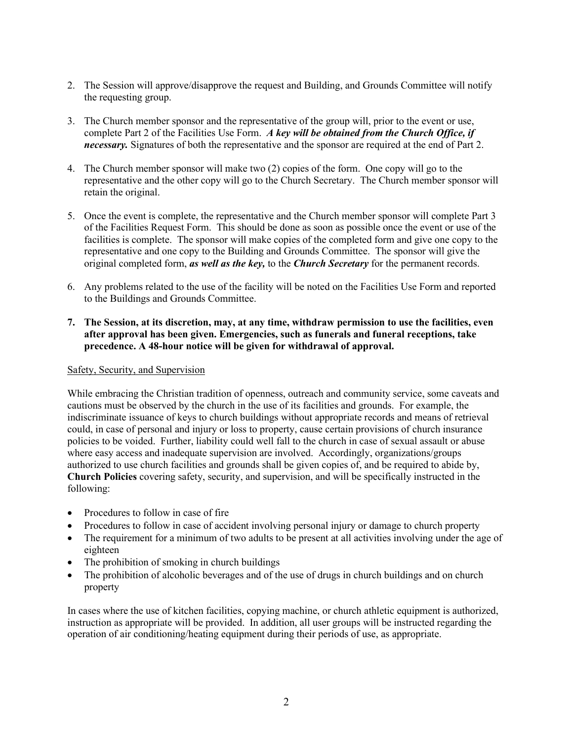2. The Session will approve/disapprove the request and Building, and Grounds Committee will notify the requesting group.

3. The Church member sponsor and the representative of the group will, prior to the event or use, complete Part 2 of the Facilities Use Form. ***A key will be obtained from the Church Office, if necessary.*** Signatures of both the representative and the sponsor are required at the end of Part 2.

4. The Church member sponsor will make two (2) copies of the form. One copy will go to the representative and the other copy will go to the Church Secretary. The Church member sponsor will retain the original.

5. Once the event is complete, the representative and the Church member sponsor will complete Part 3 of the Facilities Request Form. This should be done as soon as possible once the event or use of the facilities is complete. The sponsor will make copies of the completed form and give one copy to the representative and one copy to the Building and Grounds Committee. The sponsor will give the original completed form, ***as well as the key,*** to the ***Church Secretary*** for the permanent records.

6. Any problems related to the use of the facility will be noted on the Facilities Use Form and reported to the Buildings and Grounds Committee.

7. **The Session, at its discretion, may, at any time, withdraw permission to use the facilities, even after approval has been given. Emergencies, such as funerals and funeral receptions, take precedence. A 48-hour notice will be given for withdrawal of approval.**

<u>Safety, Security, and Supervision</u>

While embracing the Christian tradition of openness, outreach and community service, some caveats and cautions must be observed by the church in the use of its facilities and grounds. For example, the indiscriminate issuance of keys to church buildings without appropriate records and means of retrieval could, in case of personal and injury or loss to property, cause certain provisions of church insurance policies to be voided. Further, liability could well fall to the church in case of sexual assault or abuse where easy access and inadequate supervision are involved. Accordingly, organizations/groups authorized to use church facilities and grounds shall be given copies of, and be required to abide by, **Church Policies** covering safety, security, and supervision, and will be specifically instructed in the following:

- Procedures to follow in case of fire
- Procedures to follow in case of accident involving personal injury or damage to church property
- The requirement for a minimum of two adults to be present at all activities involving under the age of eighteen
- The prohibition of smoking in church buildings
- The prohibition of alcoholic beverages and of the use of drugs in church buildings and on church property

In cases where the use of kitchen facilities, copying machine, or church athletic equipment is authorized, instruction as appropriate will be provided. In addition, all user groups will be instructed regarding the operation of air conditioning/heating equipment during their periods of use, as appropriate.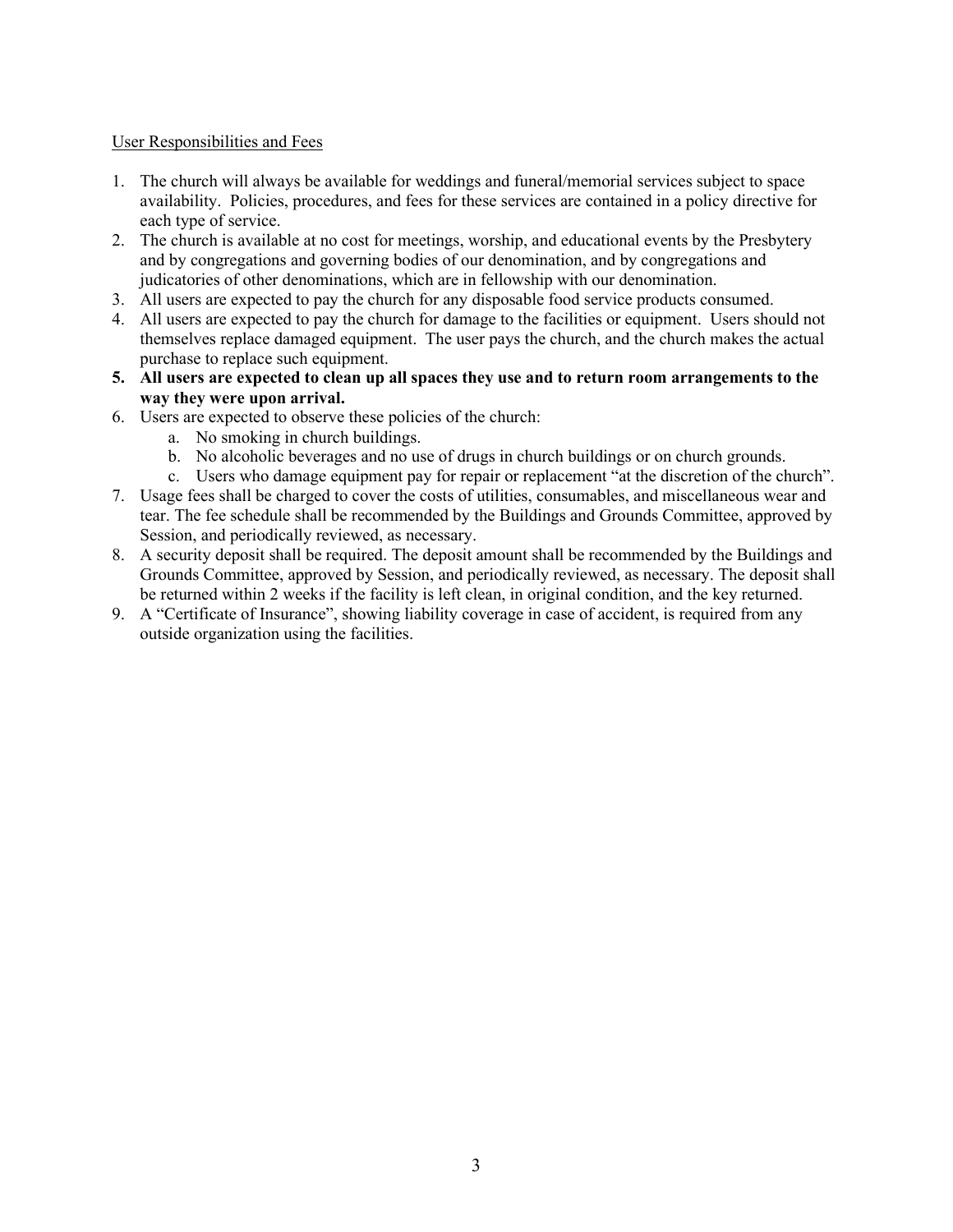User Responsibilities and Fees

1. The church will always be available for weddings and funeral/memorial services subject to space availability. Policies, procedures, and fees for these services are contained in a policy directive for each type of service.
2. The church is available at no cost for meetings, worship, and educational events by the Presbytery and by congregations and governing bodies of our denomination, and by congregations and judicatories of other denominations, which are in fellowship with our denomination.
3. All users are expected to pay the church for any disposable food service products consumed.
4. All users are expected to pay the church for damage to the facilities or equipment. Users should not themselves replace damaged equipment. The user pays the church, and the church makes the actual purchase to replace such equipment.
5. **All users are expected to clean up all spaces they use and to return room arrangements to the way they were upon arrival.**
6. Users are expected to observe these policies of the church:
   a. No smoking in church buildings.
   b. No alcoholic beverages and no use of drugs in church buildings or on church grounds.
   c. Users who damage equipment pay for repair or replacement "at the discretion of the church".
7. Usage fees shall be charged to cover the costs of utilities, consumables, and miscellaneous wear and tear. The fee schedule shall be recommended by the Buildings and Grounds Committee, approved by Session, and periodically reviewed, as necessary.
8. A security deposit shall be required. The deposit amount shall be recommended by the Buildings and Grounds Committee, approved by Session, and periodically reviewed, as necessary. The deposit shall be returned within 2 weeks if the facility is left clean, in original condition, and the key returned.
9. A "Certificate of Insurance", showing liability coverage in case of accident, is required from any outside organization using the facilities.